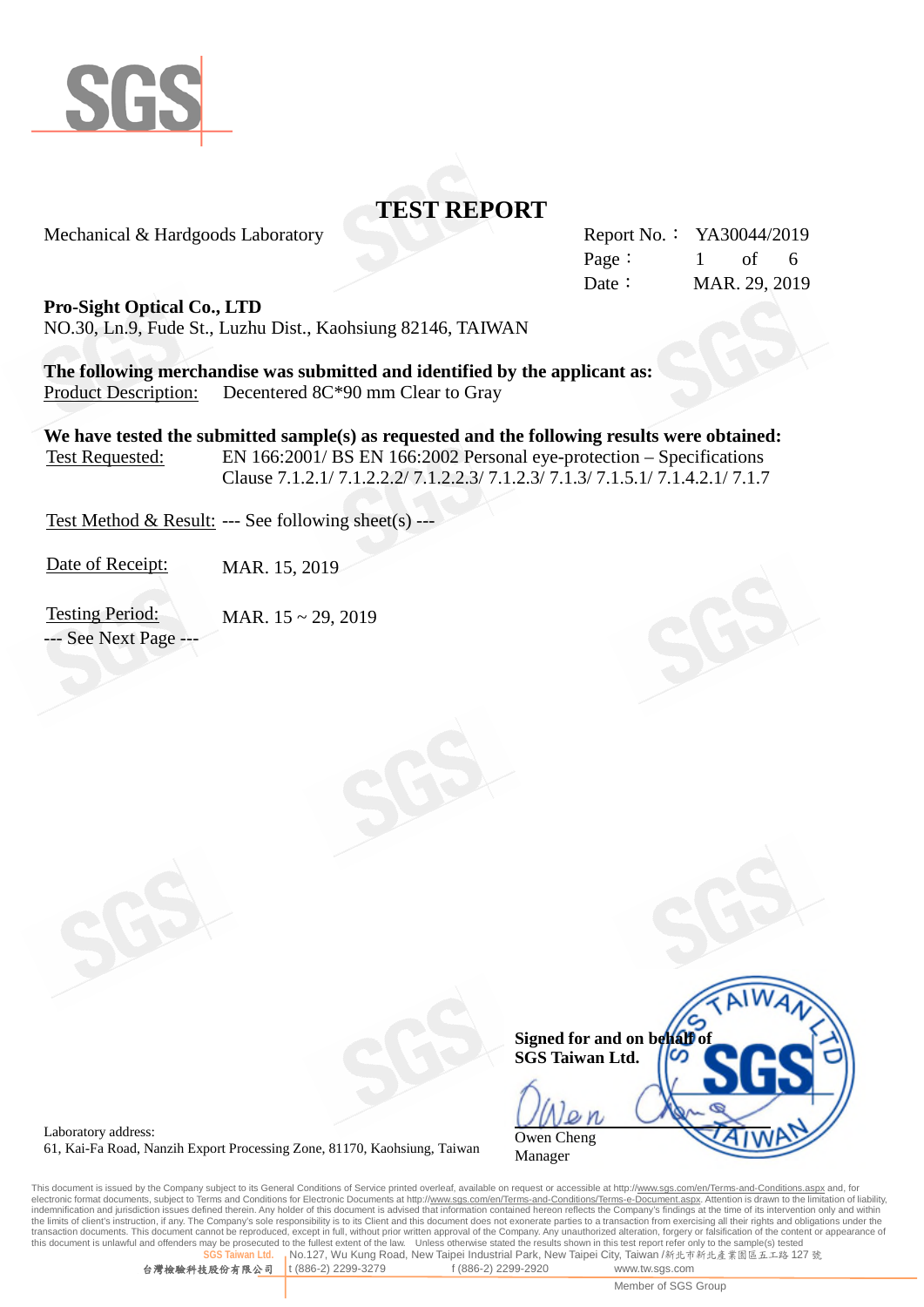# TEST REPORT

Mechanical & Hardgoods Laboratory

Report No.： YA30044/2019
Date： MAR. 29, 2019

**Pro-Sight Optical Co., LTD**
NO.30, Ln.9, Fude St., Luzhu Dist., Kaohsiung 82146, TAIWAN

**The following merchandise was submitted and identified by the applicant as:**
Product Description: Decentered 8C*90 mm Clear to Gray

**We have tested the submitted sample(s) as requested and the following results were obtained:**
Test Requested: EN 166:2001/ BS EN 166:2002 Personal eye-protection – Specifications
Clause 7.1.2.1/ 7.1.2.2.2/ 7.1.2.2.3/ 7.1.2.3/ 7.1.3/ 7.1.5.1/ 7.1.4.2.1/ 7.1.7

Test Method & Result: --- See following sheet(s) ---

Date of Receipt: MAR. 15, 2019

Testing Period: MAR. 15 ~ 29, 2019

--- See Next Page ---

**Signed for and on behalf of**
**SGS Taiwan Ltd.**

Owen Cheng
Manager

Laboratory address:
61, Kai-Fa Road, Nanzih Export Processing Zone, 81170, Kaohsiung, Taiwan

This document is issued by the Company subject to its General Conditions of Service printed overleaf, available on request or accessible at http://www.sgs.com/en/Terms-and-Conditions.aspx and, for electronic format documents, subject to Terms and Conditions for Electronic Documents at http://www.sgs.com/en/Terms-and-Conditions/Terms-e-Document.aspx. Attention is drawn to the limitation of liability, indemnification and jurisdiction issues defined therein. Any holder of this document is advised that information contained hereon reflects the Company's findings at the time of its intervention only and within the limits of client's instruction, if any. The Company's sole responsibility is to its Client and this document does not exonerate parties to a transaction from exercising all their rights and obligations under the transaction documents. This document cannot be reproduced, except in full, without prior written approval of the Company. Any unauthorized alteration, forgery or falsification of the content or appearance of this document is unlawful and offenders may be prosecuted to the fullest extent of the law. Unless otherwise stated the results shown in this test report refer only to the sample(s) tested

SGS Taiwan Ltd. 台灣檢驗科技股份有限公司 | No.127, Wu Kung Road, New Taipei Industrial Park, New Taipei City, Taiwan /新北市新北產業園區五工路 127 號
t (886-2) 2299-3279 f (886-2) 2299-2920 www.tw.sgs.com

Member of SGS Group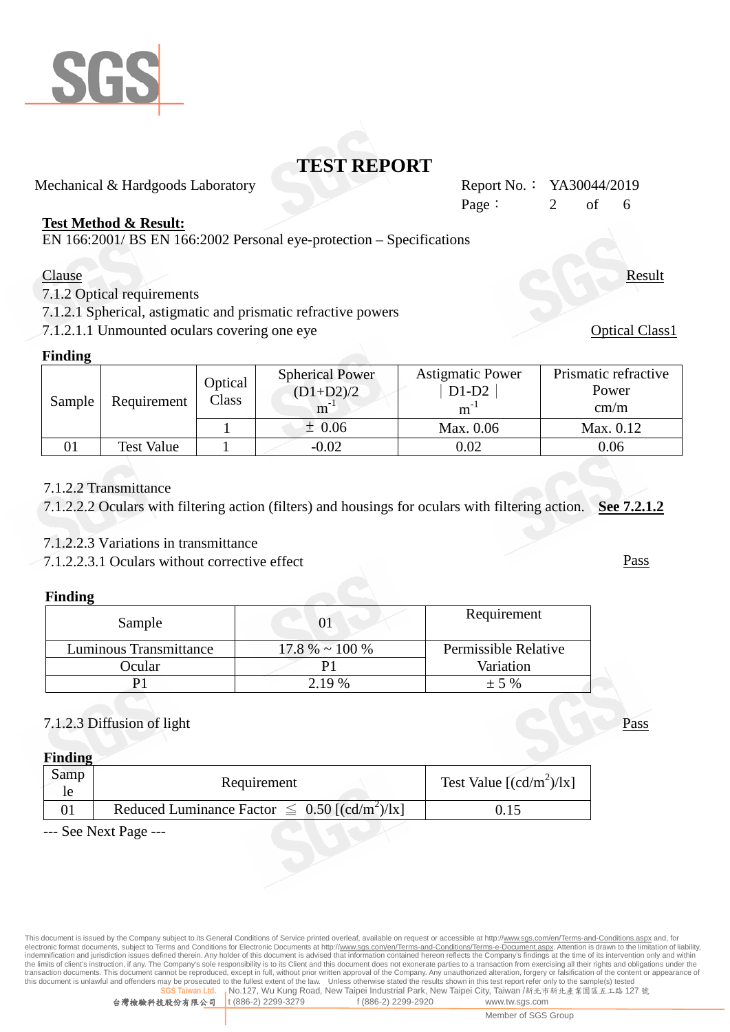# TEST REPORT

Mechanical & Hardgoods Laboratory

Report No.： YA30044/2019

**Test Method & Result:**

EN 166:2001/ BS EN 166:2002 Personal eye-protection – Specifications

Clause — Result

7.1.2 Optical requirements

7.1.2.1 Spherical, astigmatic and prismatic refractive powers

7.1.2.1.1 Unmounted oculars covering one eye — Optical Class1

**Finding**

| Sample | Requirement | Optical Class | Spherical Power (D1+D2)/2 $m^{-1}$ | Astigmatic Power ∣D1-D2∣ $m^{-1}$ | Prismatic refractive Power cm/m |
|---|---|---|---|---|---|
| | | 1 | ± 0.06 | Max. 0.06 | Max. 0.12 |
| 01 | Test Value | 1 | -0.02 | 0.02 | 0.06 |

7.1.2.2 Transmittance

7.1.2.2.2 Oculars with filtering action (filters) and housings for oculars with filtering action. **See 7.2.1.2**

7.1.2.2.3 Variations in transmittance

7.1.2.2.3.1 Oculars without corrective effect — Pass

**Finding**

| Sample | 01 | Requirement |
|---|---|---|
| Luminous Transmittance | 17.8 % ~ 100 % | Permissible Relative Variation |
| Ocular | P1 | |
| P1 | 2.19 % | ± 5 % |

7.1.2.3 Diffusion of light — Pass

**Finding**

| Sample | Requirement | Test Value [(cd/$m^2$)/lx] |
|---|---|---|
| 01 | Reduced Luminance Factor ≦ 0.50 [(cd/$m^2$)/lx] | 0.15 |

--- See Next Page ---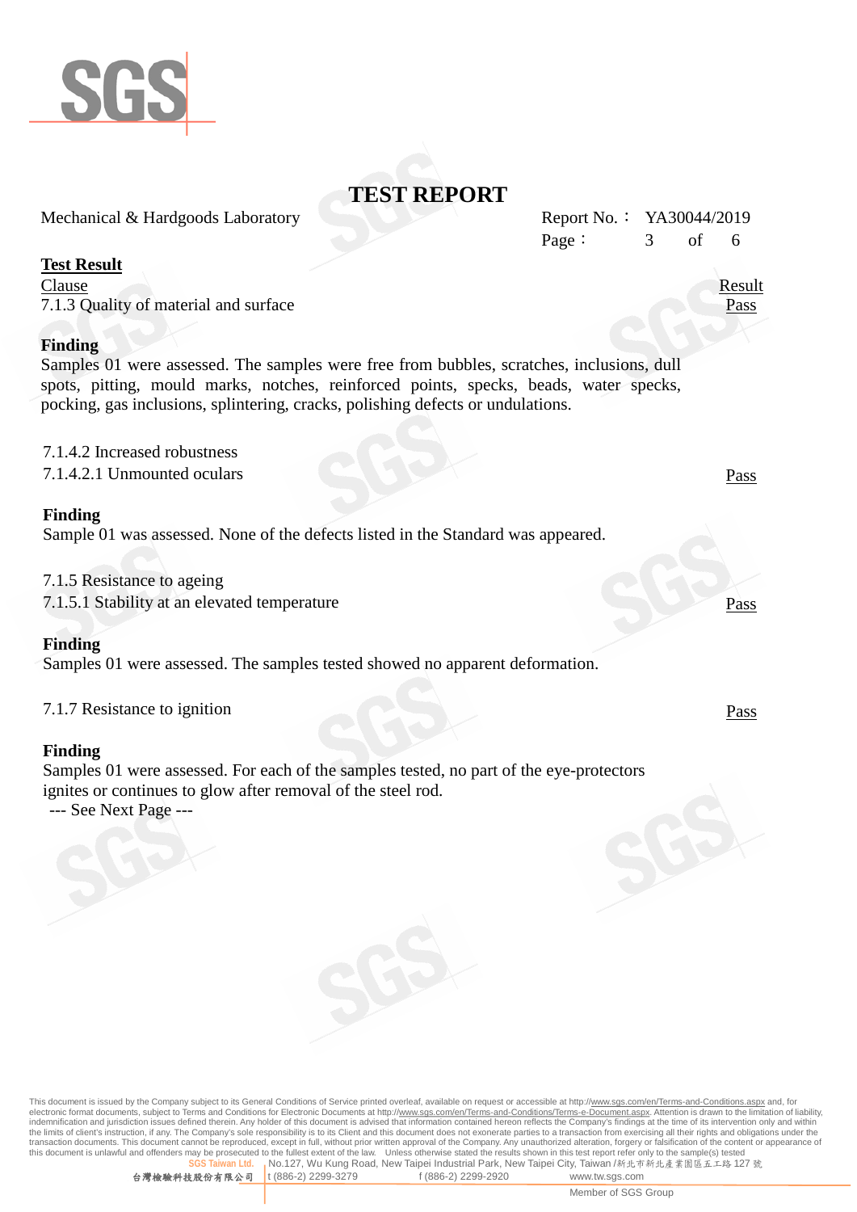# TEST REPORT

Mechanical & Hardgoods Laboratory

Report No.： YA30044/2019

**Test Result**

| Clause | Result |
|---|---|
| 7.1.3 Quality of material and surface | Pass |

**Finding**

Samples 01 were assessed. The samples were free from bubbles, scratches, inclusions, dull spots, pitting, mould marks, notches, reinforced points, specks, beads, water specks, pocking, gas inclusions, splintering, cracks, polishing defects or undulations.

| | |
|---|---|
| 7.1.4.2 Increased robustness | |
| 7.1.4.2.1 Unmounted oculars | Pass |

**Finding**

Sample 01 was assessed. None of the defects listed in the Standard was appeared.

| | |
|---|---|
| 7.1.5 Resistance to ageing | |
| 7.1.5.1 Stability at an elevated temperature | Pass |

**Finding**

Samples 01 were assessed. The samples tested showed no apparent deformation.

| | |
|---|---|
| 7.1.7 Resistance to ignition | Pass |

**Finding**

Samples 01 were assessed. For each of the samples tested, no part of the eye-protectors ignites or continues to glow after removal of the steel rod.

--- See Next Page ---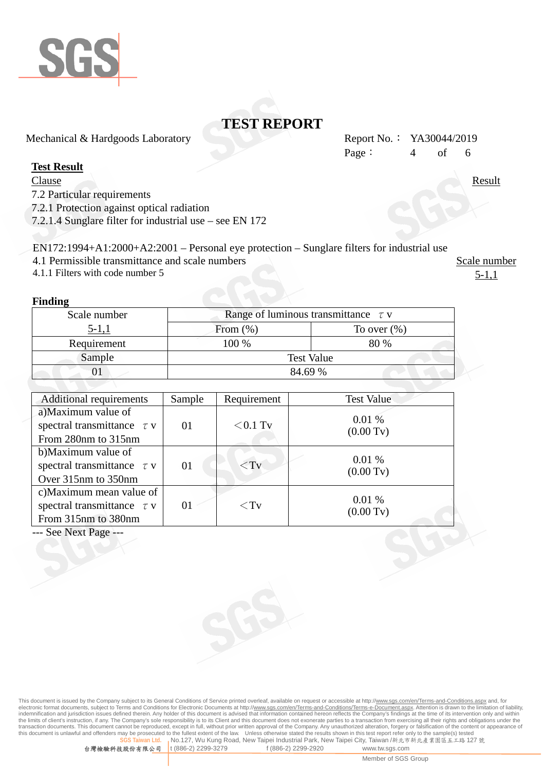# TEST REPORT

Mechanical & Hardgoods Laboratory

Report No.： YA30044/2019

**Test Result**

Clause | Result

7.2 Particular requirements

7.2.1 Protection against optical radiation

7.2.1.4 Sunglare filter for industrial use – see EN 172

EN172:1994+A1:2000+A2:2001 – Personal eye protection – Sunglare filters for industrial use

4.1 Permissible transmittance and scale numbers — Scale number

4.1.1 Filters with code number 5 — 5-1,1

**Finding**

| Scale number | Range of luminous transmittance τ v | |
|---|---|---|
| 5-1,1 | From (%) | To over (%) |
| Requirement | 100 % | 80 % |
| Sample | Test Value | |
| 01 | 84.69 % | |

| Additional requirements | Sample | Requirement | Test Value |
|---|---|---|---|
| a)Maximum value of spectral transmittance τ v From 280nm to 315nm | 01 | ＜0.1 Tv | 0.01 % (0.00 Tv) |
| b)Maximum value of spectral transmittance τ v Over 315nm to 350nm | 01 | ＜Tv | 0.01 % (0.00 Tv) |
| c)Maximum mean value of spectral transmittance τ v From 315nm to 380nm | 01 | ＜Tv | 0.01 % (0.00 Tv) |

--- See Next Page ---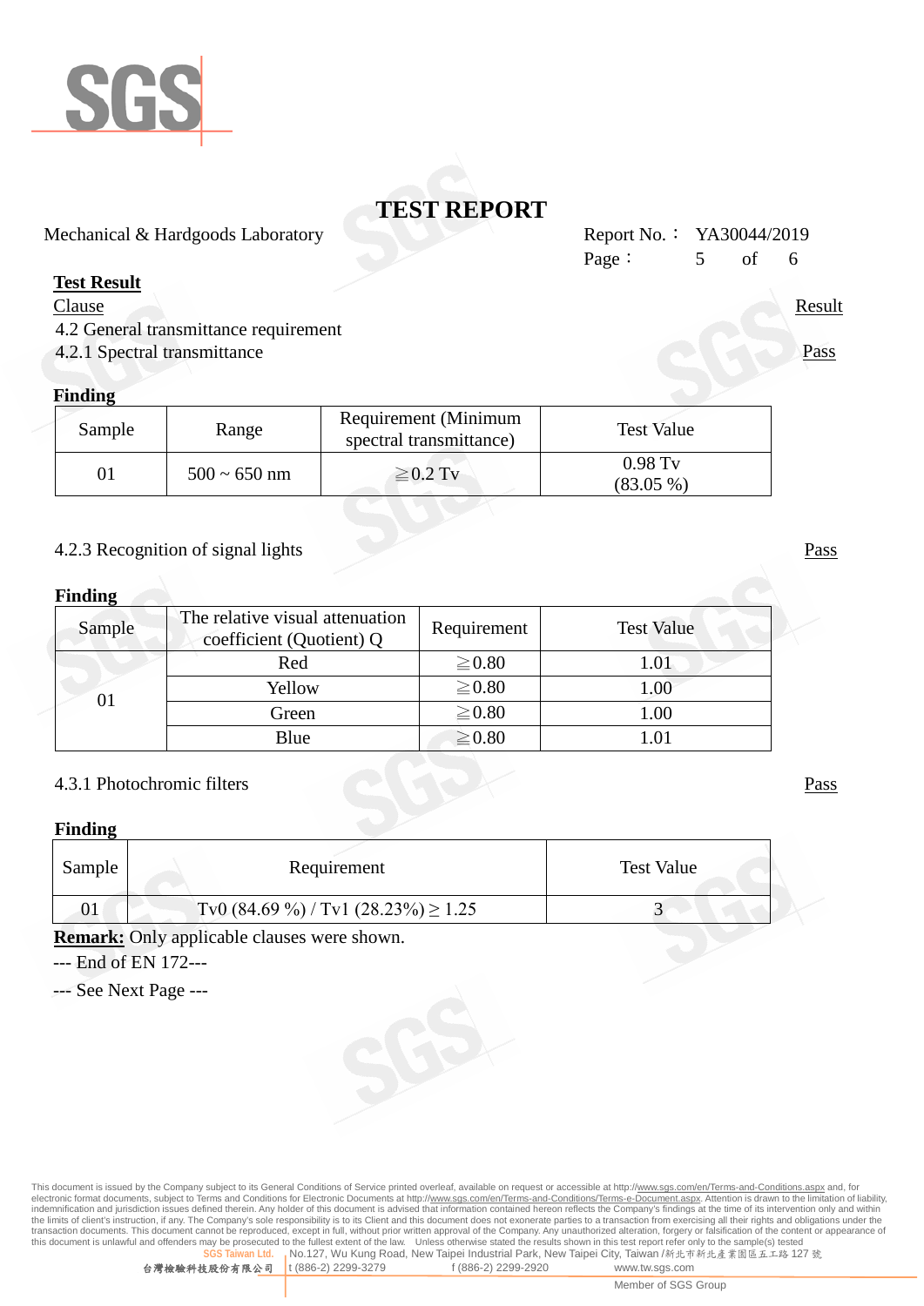# TEST REPORT

Mechanical & Hardgoods Laboratory

Report No.： YA30044/2019

**Test Result**

Clause | Result

4.2 General transmittance requirement

4.2.1 Spectral transmittance — Pass

**Finding**

| Sample | Range | Requirement (Minimum spectral transmittance) | Test Value |
|---|---|---|---|
| 01 | 500 ~ 650 nm | ≧0.2 Tv | 0.98 Tv (83.05 %) |

4.2.3 Recognition of signal lights — Pass

**Finding**

| Sample | The relative visual attenuation coefficient (Quotient) Q | Requirement | Test Value |
|---|---|---|---|
| 01 | Red | ≧0.80 | 1.01 |
| | Yellow | ≧0.80 | 1.00 |
| | Green | ≧0.80 | 1.00 |
| | Blue | ≧0.80 | 1.01 |

4.3.1 Photochromic filters — Pass

**Finding**

| Sample | Requirement | Test Value |
|---|---|---|
| 01 | Tv0 (84.69 %) / Tv1 (28.23%) ≥ 1.25 | 3 |

**Remark:** Only applicable clauses were shown.

--- End of EN 172---

--- See Next Page ---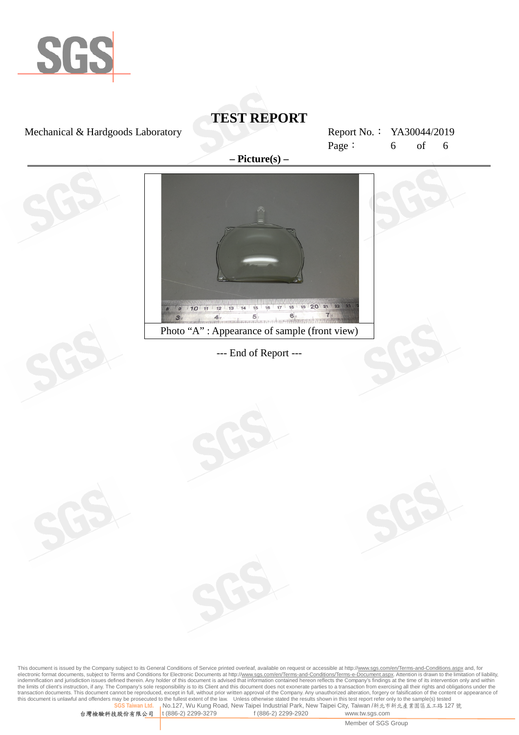# TEST REPORT

Mechanical & Hardgoods Laboratory

Report No.： YA30044/2019

**– Picture(s) –**

Photo “A” : Appearance of sample (front view)

--- End of Report ---

This document is issued by the Company subject to its General Conditions of Service printed overleaf, available on request or accessible at http://www.sgs.com/en/Terms-and-Conditions.aspx and, for electronic format documents, subject to Terms and Conditions for Electronic Documents at http://www.sgs.com/en/Terms-and-Conditions/Terms-e-Document.aspx. Attention is drawn to the limitation of liability, indemnification and jurisdiction issues defined therein. Any holder of this document is advised that information contained hereon reflects the Company's findings at the time of its intervention only and within the limits of client's instruction, if any. The Company's sole responsibility is to its Client and this document does not exonerate parties to a transaction from exercising all their rights and obligations under the transaction documents. This document cannot be reproduced, except in full, without prior written approval of the Company. Any unauthorized alteration, forgery or falsification of the content or appearance of this document is unlawful and offenders may be prosecuted to the fullest extent of the law. Unless otherwise stated the results shown in this test report refer only to the sample(s) tested

SGS Taiwan Ltd. No.127, Wu Kung Road, New Taipei Industrial Park, New Taipei City, Taiwan /新北市新北產業園區五工路 127 號
台灣檢驗科技股份有限公司 t (886-2) 2299-3279 f (886-2) 2299-2920 www.tw.sgs.com

Member of SGS Group